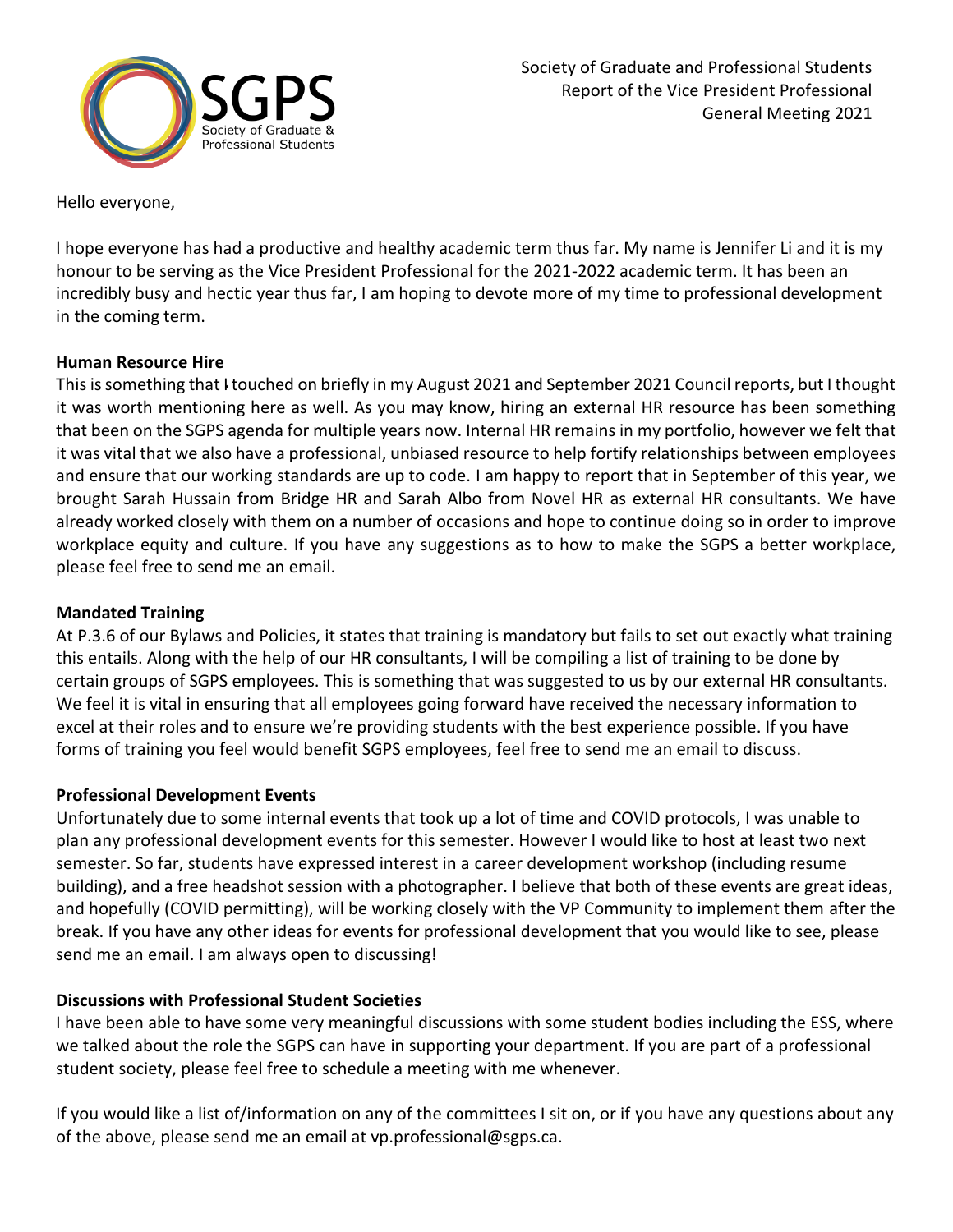Society of Graduate and Professional Students
Report of the Vice President Professional
General Meeting 2021

Hello everyone,

I hope everyone has had a productive and healthy academic term thus far. My name is Jennifer Li and it is my honour to be serving as the Vice President Professional for the 2021-2022 academic term. It has been an incredibly busy and hectic year thus far, I am hoping to devote more of my time to professional development in the coming term.

**Human Resource Hire**

This is something that I touched on briefly in my August 2021 and September 2021 Council reports, but I thought it was worth mentioning here as well. As you may know, hiring an external HR resource has been something that been on the SGPS agenda for multiple years now. Internal HR remains in my portfolio, however we felt that it was vital that we also have a professional, unbiased resource to help fortify relationships between employees and ensure that our working standards are up to code. I am happy to report that in September of this year, we brought Sarah Hussain from Bridge HR and Sarah Albo from Novel HR as external HR consultants. We have already worked closely with them on a number of occasions and hope to continue doing so in order to improve workplace equity and culture. If you have any suggestions as to how to make the SGPS a better workplace, please feel free to send me an email.

**Mandated Training**

At P.3.6 of our Bylaws and Policies, it states that training is mandatory but fails to set out exactly what training this entails. Along with the help of our HR consultants, I will be compiling a list of training to be done by certain groups of SGPS employees. This is something that was suggested to us by our external HR consultants. We feel it is vital in ensuring that all employees going forward have received the necessary information to excel at their roles and to ensure we're providing students with the best experience possible. If you have forms of training you feel would benefit SGPS employees, feel free to send me an email to discuss.

**Professional Development Events**

Unfortunately due to some internal events that took up a lot of time and COVID protocols, I was unable to plan any professional development events for this semester. However I would like to host at least two next semester. So far, students have expressed interest in a career development workshop (including resume building), and a free headshot session with a photographer. I believe that both of these events are great ideas, and hopefully (COVID permitting), will be working closely with the VP Community to implement them after the break. If you have any other ideas for events for professional development that you would like to see, please send me an email. I am always open to discussing!

**Discussions with Professional Student Societies**

I have been able to have some very meaningful discussions with some student bodies including the ESS, where we talked about the role the SGPS can have in supporting your department. If you are part of a professional student society, please feel free to schedule a meeting with me whenever.

If you would like a list of/information on any of the committees I sit on, or if you have any questions about any of the above, please send me an email at vp.professional@sgps.ca.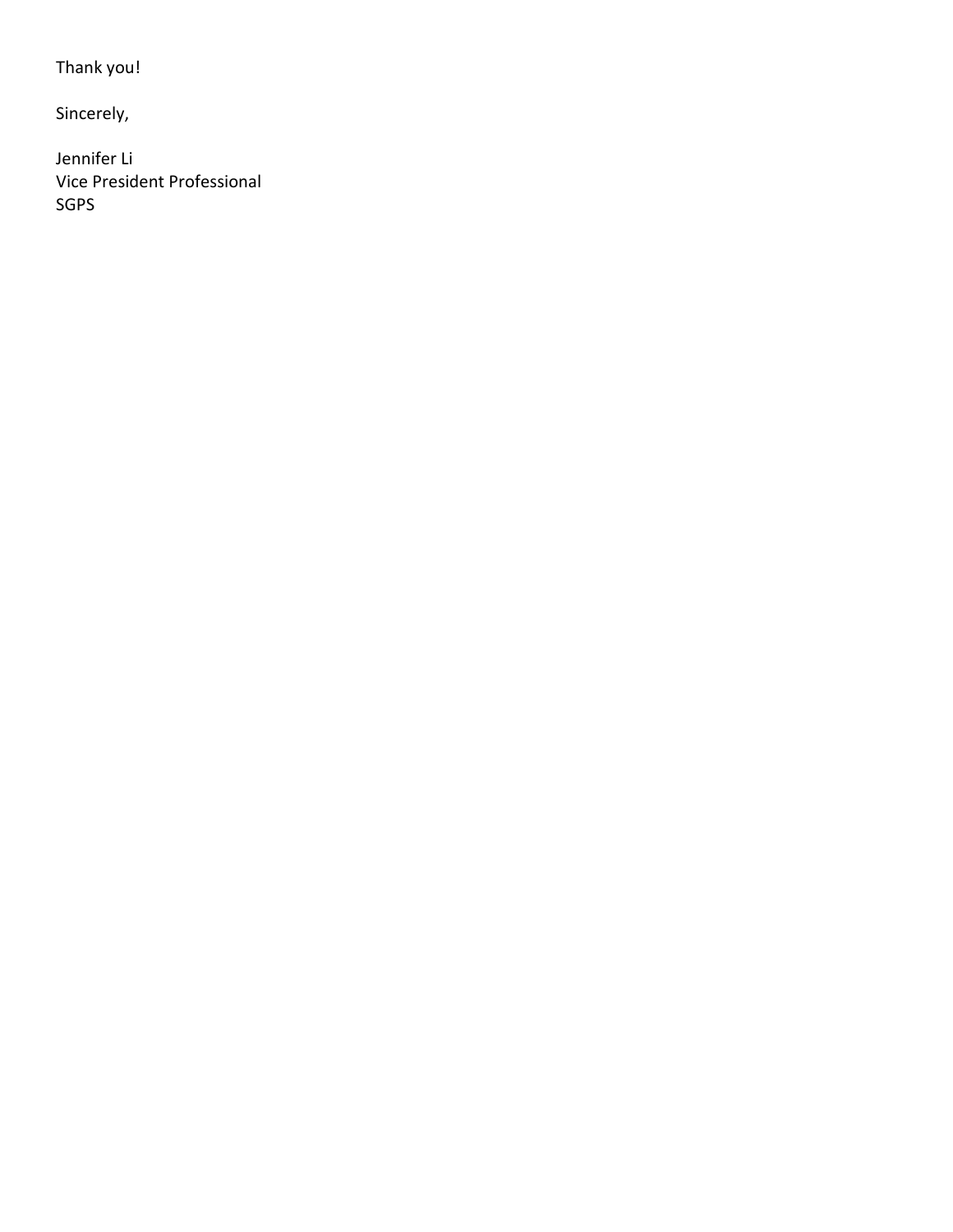Thank you!

Sincerely,

Jennifer Li
Vice President Professional
SGPS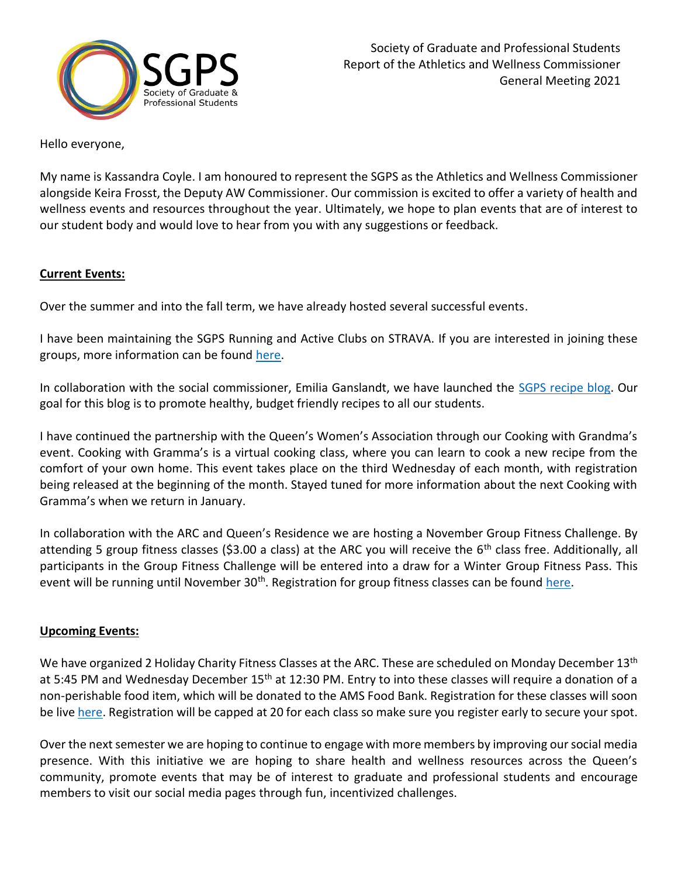Society of Graduate and Professional Students
Report of the Athletics and Wellness Commissioner
General Meeting 2021

Hello everyone,

My name is Kassandra Coyle. I am honoured to represent the SGPS as the Athletics and Wellness Commissioner alongside Keira Frosst, the Deputy AW Commissioner. Our commission is excited to offer a variety of health and wellness events and resources throughout the year. Ultimately, we hope to plan events that are of interest to our student body and would love to hear from you with any suggestions or feedback.

**Current Events:**

Over the summer and into the fall term, we have already hosted several successful events.

I have been maintaining the SGPS Running and Active Clubs on STRAVA. If you are interested in joining these groups, more information can be found here.

In collaboration with the social commissioner, Emilia Ganslandt, we have launched the SGPS recipe blog. Our goal for this blog is to promote healthy, budget friendly recipes to all our students.

I have continued the partnership with the Queen's Women's Association through our Cooking with Grandma's event. Cooking with Gramma's is a virtual cooking class, where you can learn to cook a new recipe from the comfort of your own home. This event takes place on the third Wednesday of each month, with registration being released at the beginning of the month. Stayed tuned for more information about the next Cooking with Gramma's when we return in January.

In collaboration with the ARC and Queen's Residence we are hosting a November Group Fitness Challenge. By attending 5 group fitness classes ($3.00 a class) at the ARC you will receive the 6th class free. Additionally, all participants in the Group Fitness Challenge will be entered into a draw for a Winter Group Fitness Pass. This event will be running until November 30th. Registration for group fitness classes can be found here.

**Upcoming Events:**

We have organized 2 Holiday Charity Fitness Classes at the ARC. These are scheduled on Monday December 13th at 5:45 PM and Wednesday December 15th at 12:30 PM. Entry to into these classes will require a donation of a non-perishable food item, which will be donated to the AMS Food Bank. Registration for these classes will soon be live here. Registration will be capped at 20 for each class so make sure you register early to secure your spot.

Over the next semester we are hoping to continue to engage with more members by improving our social media presence. With this initiative we are hoping to share health and wellness resources across the Queen's community, promote events that may be of interest to graduate and professional students and encourage members to visit our social media pages through fun, incentivized challenges.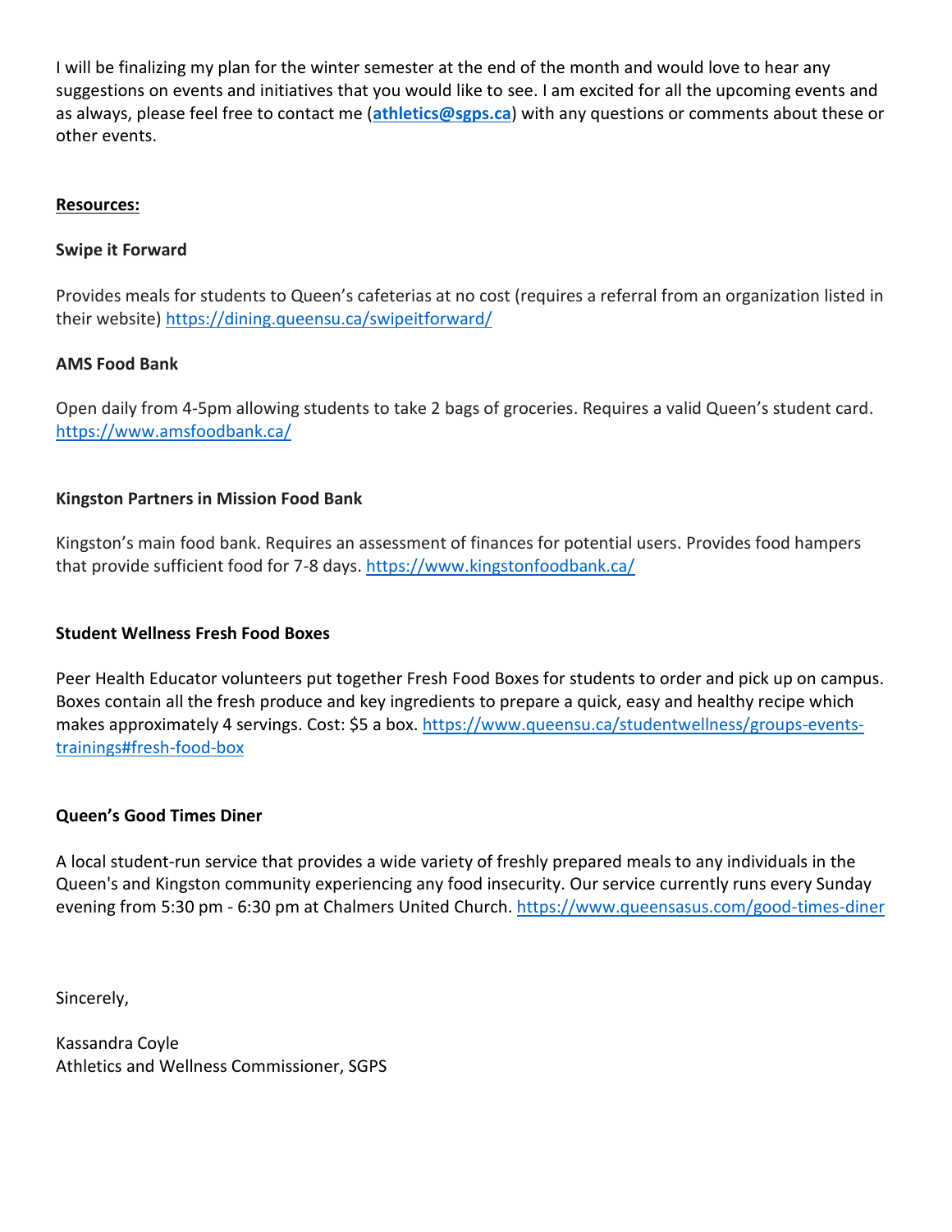I will be finalizing my plan for the winter semester at the end of the month and would love to hear any suggestions on events and initiatives that you would like to see. I am excited for all the upcoming events and as always, please feel free to contact me (**athletics@sgps.ca**) with any questions or comments about these or other events.

**Resources:**

**Swipe it Forward**

Provides meals for students to Queen's cafeterias at no cost (requires a referral from an organization listed in their website) https://dining.queensu.ca/swipeitforward/

**AMS Food Bank**

Open daily from 4-5pm allowing students to take 2 bags of groceries. Requires a valid Queen's student card. https://www.amsfoodbank.ca/

**Kingston Partners in Mission Food Bank**

Kingston's main food bank. Requires an assessment of finances for potential users. Provides food hampers that provide sufficient food for 7-8 days. https://www.kingstonfoodbank.ca/

**Student Wellness Fresh Food Boxes**

Peer Health Educator volunteers put together Fresh Food Boxes for students to order and pick up on campus. Boxes contain all the fresh produce and key ingredients to prepare a quick, easy and healthy recipe which makes approximately 4 servings. Cost: $5 a box. https://www.queensu.ca/studentwellness/groups-events-trainings#fresh-food-box

**Queen's Good Times Diner**

A local student-run service that provides a wide variety of freshly prepared meals to any individuals in the Queen's and Kingston community experiencing any food insecurity. Our service currently runs every Sunday evening from 5:30 pm - 6:30 pm at Chalmers United Church. https://www.queensasus.com/good-times-diner

Sincerely,

Kassandra Coyle
Athletics and Wellness Commissioner, SGPS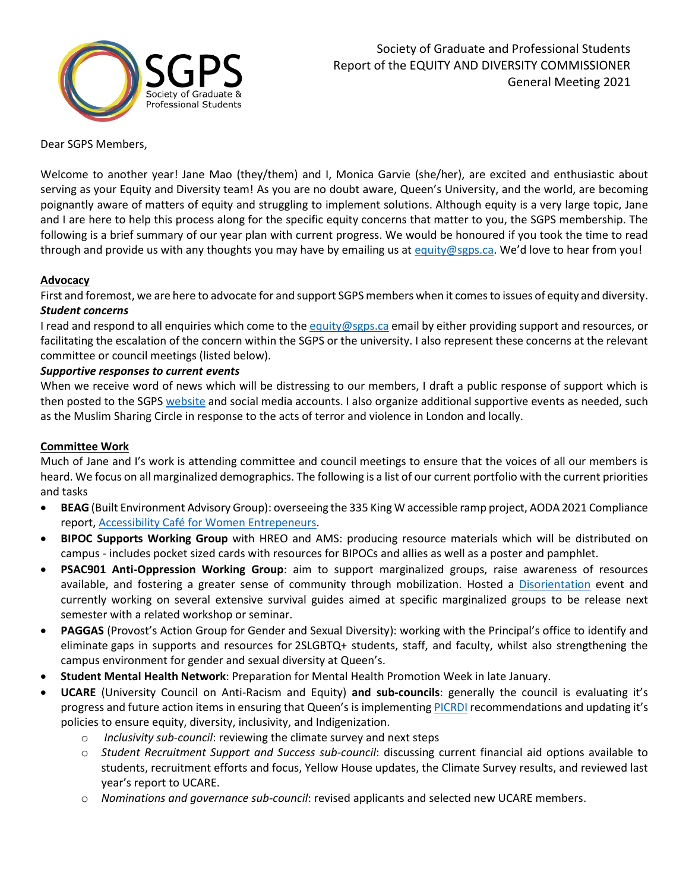Society of Graduate and Professional Students
Report of the EQUITY AND DIVERSITY COMMISSIONER
General Meeting 2021

Dear SGPS Members,

Welcome to another year! Jane Mao (they/them) and I, Monica Garvie (she/her), are excited and enthusiastic about serving as your Equity and Diversity team! As you are no doubt aware, Queen's University, and the world, are becoming poignantly aware of matters of equity and struggling to implement solutions. Although equity is a very large topic, Jane and I are here to help this process along for the specific equity concerns that matter to you, the SGPS membership. The following is a brief summary of our year plan with current progress. We would be honoured if you took the time to read through and provide us with any thoughts you may have by emailing us at equity@sgps.ca. We'd love to hear from you!

## Advocacy

First and foremost, we are here to advocate for and support SGPS members when it comes to issues of equity and diversity.

### *Student concerns*

I read and respond to all enquiries which come to the equity@sgps.ca email by either providing support and resources, or facilitating the escalation of the concern within the SGPS or the university. I also represent these concerns at the relevant committee or council meetings (listed below).

### *Supportive responses to current events*

When we receive word of news which will be distressing to our members, I draft a public response of support which is then posted to the SGPS website and social media accounts. I also organize additional supportive events as needed, such as the Muslim Sharing Circle in response to the acts of terror and violence in London and locally.

## Committee Work

Much of Jane and I's work is attending committee and council meetings to ensure that the voices of all our members is heard. We focus on all marginalized demographics. The following is a list of our current portfolio with the current priorities and tasks

- **BEAG** (Built Environment Advisory Group): overseeing the 335 King W accessible ramp project, AODA 2021 Compliance report, Accessibility Café for Women Entrepeneurs.
- **BIPOC Supports Working Group** with HREO and AMS: producing resource materials which will be distributed on campus - includes pocket sized cards with resources for BIPOCs and allies as well as a poster and pamphlet.
- **PSAC901 Anti-Oppression Working Group**: aim to support marginalized groups, raise awareness of resources available, and fostering a greater sense of community through mobilization. Hosted a Disorientation event and currently working on several extensive survival guides aimed at specific marginalized groups to be release next semester with a related workshop or seminar.
- **PAGGAS** (Provost's Action Group for Gender and Sexual Diversity): working with the Principal's office to identify and eliminate gaps in supports and resources for 2SLGBTQ+ students, staff, and faculty, whilst also strengthening the campus environment for gender and sexual diversity at Queen's.
- **Student Mental Health Network**: Preparation for Mental Health Promotion Week in late January.
- **UCARE** (University Council on Anti-Racism and Equity) **and sub-councils**: generally the council is evaluating it's progress and future action items in ensuring that Queen's is implementing PICRDI recommendations and updating it's policies to ensure equity, diversity, inclusivity, and Indigenization.
  - *Inclusivity sub-council*: reviewing the climate survey and next steps
  - *Student Recruitment Support and Success sub-council*: discussing current financial aid options available to students, recruitment efforts and focus, Yellow House updates, the Climate Survey results, and reviewed last year's report to UCARE.
  - *Nominations and governance sub-council*: revised applicants and selected new UCARE members.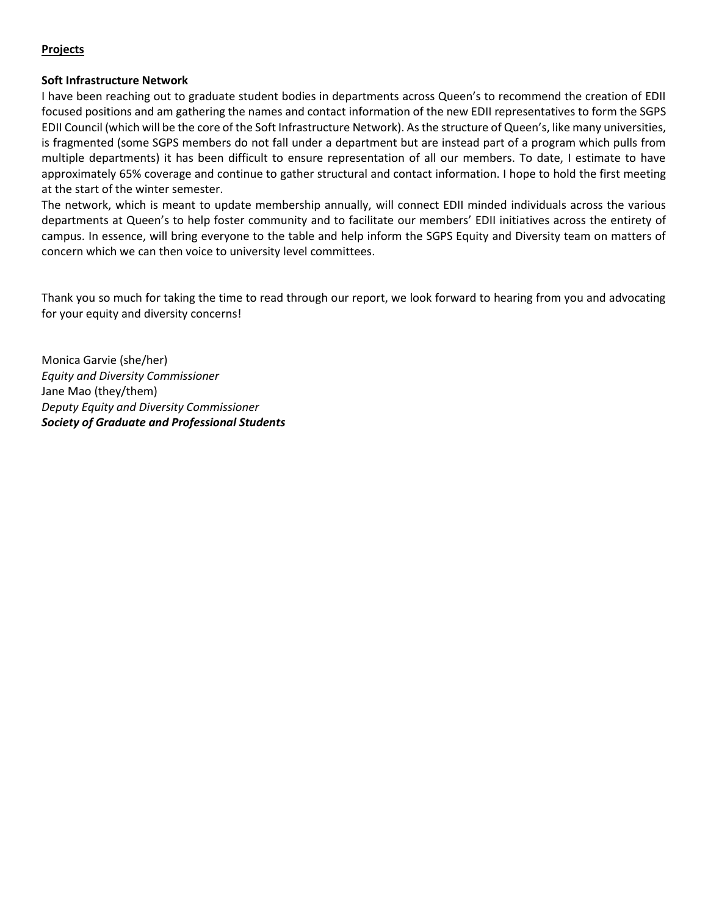**Projects**

**Soft Infrastructure Network**

I have been reaching out to graduate student bodies in departments across Queen's to recommend the creation of EDII focused positions and am gathering the names and contact information of the new EDII representatives to form the SGPS EDII Council (which will be the core of the Soft Infrastructure Network). As the structure of Queen's, like many universities, is fragmented (some SGPS members do not fall under a department but are instead part of a program which pulls from multiple departments) it has been difficult to ensure representation of all our members. To date, I estimate to have approximately 65% coverage and continue to gather structural and contact information. I hope to hold the first meeting at the start of the winter semester.

The network, which is meant to update membership annually, will connect EDII minded individuals across the various departments at Queen's to help foster community and to facilitate our members' EDII initiatives across the entirety of campus. In essence, will bring everyone to the table and help inform the SGPS Equity and Diversity team on matters of concern which we can then voice to university level committees.

Thank you so much for taking the time to read through our report, we look forward to hearing from you and advocating for your equity and diversity concerns!

Monica Garvie (she/her)
*Equity and Diversity Commissioner*
Jane Mao (they/them)
*Deputy Equity and Diversity Commissioner*
***Society of Graduate and Professional Students***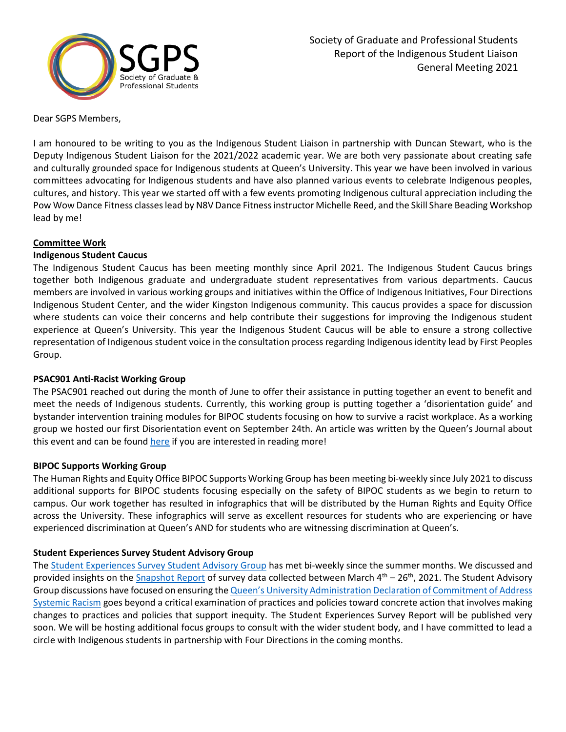Society of Graduate and Professional Students
Report of the Indigenous Student Liaison
General Meeting 2021

Dear SGPS Members,

I am honoured to be writing to you as the Indigenous Student Liaison in partnership with Duncan Stewart, who is the Deputy Indigenous Student Liaison for the 2021/2022 academic year. We are both very passionate about creating safe and culturally grounded space for Indigenous students at Queen's University. This year we have been involved in various committees advocating for Indigenous students and have also planned various events to celebrate Indigenous peoples, cultures, and history. This year we started off with a few events promoting Indigenous cultural appreciation including the Pow Wow Dance Fitness classes lead by N8V Dance Fitness instructor Michelle Reed, and the Skill Share Beading Workshop lead by me!

## Committee Work

### Indigenous Student Caucus

The Indigenous Student Caucus has been meeting monthly since April 2021. The Indigenous Student Caucus brings together both Indigenous graduate and undergraduate student representatives from various departments. Caucus members are involved in various working groups and initiatives within the Office of Indigenous Initiatives, Four Directions Indigenous Student Center, and the wider Kingston Indigenous community. This caucus provides a space for discussion where students can voice their concerns and help contribute their suggestions for improving the Indigenous student experience at Queen's University. This year the Indigenous Student Caucus will be able to ensure a strong collective representation of Indigenous student voice in the consultation process regarding Indigenous identity lead by First Peoples Group.

### PSAC901 Anti-Racist Working Group

The PSAC901 reached out during the month of June to offer their assistance in putting together an event to benefit and meet the needs of Indigenous students. Currently, this working group is putting together a 'disorientation guide' and bystander intervention training modules for BIPOC students focusing on how to survive a racist workplace. As a working group we hosted our first Disorientation event on September 24th. An article was written by the Queen's Journal about this event and can be found here if you are interested in reading more!

### BIPOC Supports Working Group

The Human Rights and Equity Office BIPOC Supports Working Group has been meeting bi-weekly since July 2021 to discuss additional supports for BIPOC students focusing especially on the safety of BIPOC students as we begin to return to campus. Our work together has resulted in infographics that will be distributed by the Human Rights and Equity Office across the University. These infographics will serve as excellent resources for students who are experiencing or have experienced discrimination at Queen's AND for students who are witnessing discrimination at Queen's.

### Student Experiences Survey Student Advisory Group

The Student Experiences Survey Student Advisory Group has met bi-weekly since the summer months. We discussed and provided insights on the Snapshot Report of survey data collected between March 4th – 26th, 2021. The Student Advisory Group discussions have focused on ensuring the Queen's University Administration Declaration of Commitment of Address Systemic Racism goes beyond a critical examination of practices and policies toward concrete action that involves making changes to practices and policies that support inequity. The Student Experiences Survey Report will be published very soon. We will be hosting additional focus groups to consult with the wider student body, and I have committed to lead a circle with Indigenous students in partnership with Four Directions in the coming months.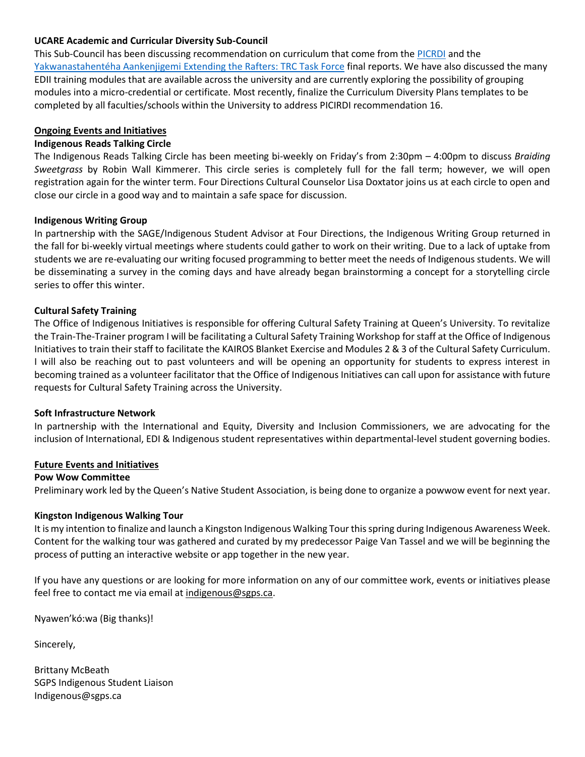**UCARE Academic and Curricular Diversity Sub-Council**

This Sub-Council has been discussing recommendation on curriculum that come from the PICRDI and the Yakwanastahentéha Aankenjigemi Extending the Rafters: TRC Task Force final reports. We have also discussed the many EDII training modules that are available across the university and are currently exploring the possibility of grouping modules into a micro-credential or certificate. Most recently, finalize the Curriculum Diversity Plans templates to be completed by all faculties/schools within the University to address PICIRDI recommendation 16.

**Ongoing Events and Initiatives**

**Indigenous Reads Talking Circle**

The Indigenous Reads Talking Circle has been meeting bi-weekly on Friday's from 2:30pm – 4:00pm to discuss *Braiding Sweetgrass* by Robin Wall Kimmerer. This circle series is completely full for the fall term; however, we will open registration again for the winter term. Four Directions Cultural Counselor Lisa Doxtator joins us at each circle to open and close our circle in a good way and to maintain a safe space for discussion.

**Indigenous Writing Group**

In partnership with the SAGE/Indigenous Student Advisor at Four Directions, the Indigenous Writing Group returned in the fall for bi-weekly virtual meetings where students could gather to work on their writing. Due to a lack of uptake from students we are re-evaluating our writing focused programming to better meet the needs of Indigenous students. We will be disseminating a survey in the coming days and have already began brainstorming a concept for a storytelling circle series to offer this winter.

**Cultural Safety Training**

The Office of Indigenous Initiatives is responsible for offering Cultural Safety Training at Queen's University. To revitalize the Train-The-Trainer program I will be facilitating a Cultural Safety Training Workshop for staff at the Office of Indigenous Initiatives to train their staff to facilitate the KAIROS Blanket Exercise and Modules 2 & 3 of the Cultural Safety Curriculum. I will also be reaching out to past volunteers and will be opening an opportunity for students to express interest in becoming trained as a volunteer facilitator that the Office of Indigenous Initiatives can call upon for assistance with future requests for Cultural Safety Training across the University.

**Soft Infrastructure Network**

In partnership with the International and Equity, Diversity and Inclusion Commissioners, we are advocating for the inclusion of International, EDI & Indigenous student representatives within departmental-level student governing bodies.

**Future Events and Initiatives**

**Pow Wow Committee**

Preliminary work led by the Queen's Native Student Association, is being done to organize a powwow event for next year.

**Kingston Indigenous Walking Tour**

It is my intention to finalize and launch a Kingston Indigenous Walking Tour this spring during Indigenous Awareness Week. Content for the walking tour was gathered and curated by my predecessor Paige Van Tassel and we will be beginning the process of putting an interactive website or app together in the new year.

If you have any questions or are looking for more information on any of our committee work, events or initiatives please feel free to contact me via email at indigenous@sgps.ca.

Nyawen'kó:wa (Big thanks)!

Sincerely,

Brittany McBeath
SGPS Indigenous Student Liaison
Indigenous@sgps.ca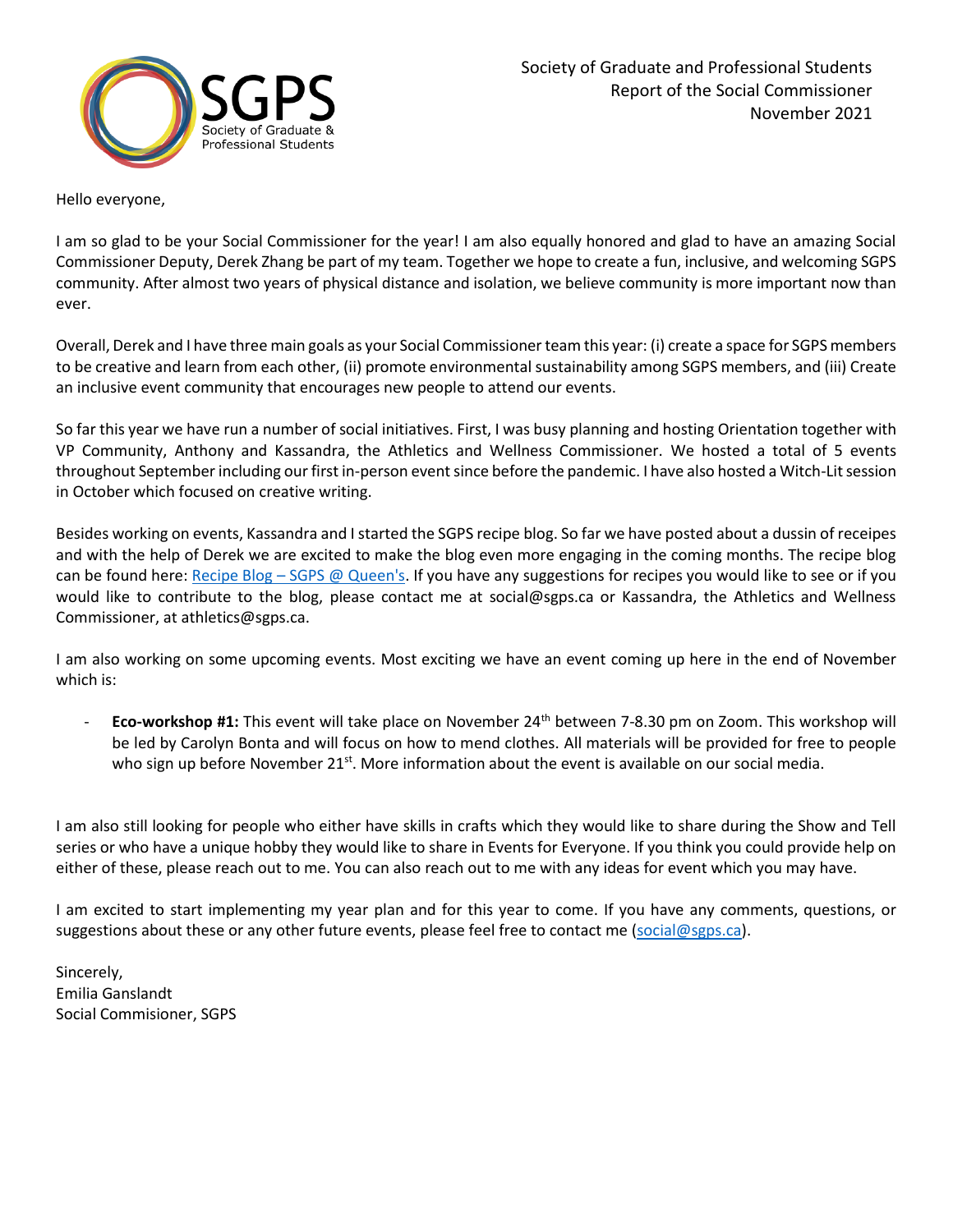Society of Graduate and Professional Students
Report of the Social Commissioner
November 2021

Hello everyone,

I am so glad to be your Social Commissioner for the year! I am also equally honored and glad to have an amazing Social Commissioner Deputy, Derek Zhang be part of my team. Together we hope to create a fun, inclusive, and welcoming SGPS community. After almost two years of physical distance and isolation, we believe community is more important now than ever.

Overall, Derek and I have three main goals as your Social Commissioner team this year: (i) create a space for SGPS members to be creative and learn from each other, (ii) promote environmental sustainability among SGPS members, and (iii) Create an inclusive event community that encourages new people to attend our events.

So far this year we have run a number of social initiatives. First, I was busy planning and hosting Orientation together with VP Community, Anthony and Kassandra, the Athletics and Wellness Commissioner. We hosted a total of 5 events throughout September including our first in-person event since before the pandemic. I have also hosted a Witch-Lit session in October which focused on creative writing.

Besides working on events, Kassandra and I started the SGPS recipe blog. So far we have posted about a dussin of receipes and with the help of Derek we are excited to make the blog even more engaging in the coming months. The recipe blog can be found here: Recipe Blog – SGPS @ Queen's. If you have any suggestions for recipes you would like to see or if you would like to contribute to the blog, please contact me at social@sgps.ca or Kassandra, the Athletics and Wellness Commissioner, at athletics@sgps.ca.

I am also working on some upcoming events. Most exciting we have an event coming up here in the end of November which is:

- **Eco-workshop #1:** This event will take place on November 24th between 7-8.30 pm on Zoom. This workshop will be led by Carolyn Bonta and will focus on how to mend clothes. All materials will be provided for free to people who sign up before November 21st. More information about the event is available on our social media.

I am also still looking for people who either have skills in crafts which they would like to share during the Show and Tell series or who have a unique hobby they would like to share in Events for Everyone. If you think you could provide help on either of these, please reach out to me. You can also reach out to me with any ideas for event which you may have.

I am excited to start implementing my year plan and for this year to come. If you have any comments, questions, or suggestions about these or any other future events, please feel free to contact me (social@sgps.ca).

Sincerely,
Emilia Ganslandt
Social Commisioner, SGPS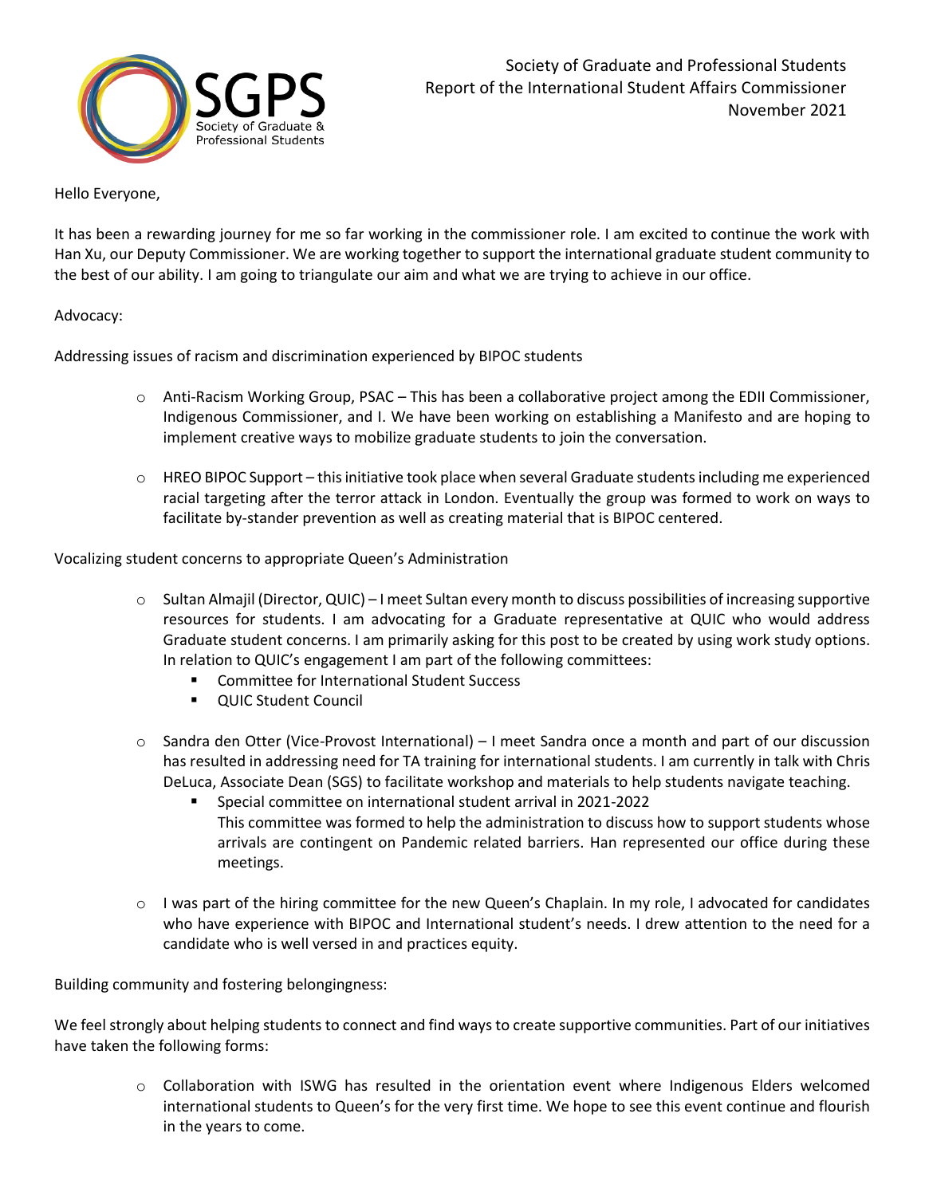Society of Graduate and Professional Students
Report of the International Student Affairs Commissioner
November 2021

Hello Everyone,

It has been a rewarding journey for me so far working in the commissioner role. I am excited to continue the work with Han Xu, our Deputy Commissioner. We are working together to support the international graduate student community to the best of our ability. I am going to triangulate our aim and what we are trying to achieve in our office.

Advocacy:

Addressing issues of racism and discrimination experienced by BIPOC students

- Anti-Racism Working Group, PSAC – This has been a collaborative project among the EDII Commissioner, Indigenous Commissioner, and I. We have been working on establishing a Manifesto and are hoping to implement creative ways to mobilize graduate students to join the conversation.

- HREO BIPOC Support – this initiative took place when several Graduate students including me experienced racial targeting after the terror attack in London. Eventually the group was formed to work on ways to facilitate by-stander prevention as well as creating material that is BIPOC centered.

Vocalizing student concerns to appropriate Queen's Administration

- Sultan Almajil (Director, QUIC) – I meet Sultan every month to discuss possibilities of increasing supportive resources for students. I am advocating for a Graduate representative at QUIC who would address Graduate student concerns. I am primarily asking for this post to be created by using work study options. In relation to QUIC's engagement I am part of the following committees:
  - Committee for International Student Success
  - QUIC Student Council

- Sandra den Otter (Vice-Provost International) – I meet Sandra once a month and part of our discussion has resulted in addressing need for TA training for international students. I am currently in talk with Chris DeLuca, Associate Dean (SGS) to facilitate workshop and materials to help students navigate teaching.
  - Special committee on international student arrival in 2021-2022
    This committee was formed to help the administration to discuss how to support students whose arrivals are contingent on Pandemic related barriers. Han represented our office during these meetings.

- I was part of the hiring committee for the new Queen's Chaplain. In my role, I advocated for candidates who have experience with BIPOC and International student's needs. I drew attention to the need for a candidate who is well versed in and practices equity.

Building community and fostering belongingness:

We feel strongly about helping students to connect and find ways to create supportive communities. Part of our initiatives have taken the following forms:

- Collaboration with ISWG has resulted in the orientation event where Indigenous Elders welcomed international students to Queen's for the very first time. We hope to see this event continue and flourish in the years to come.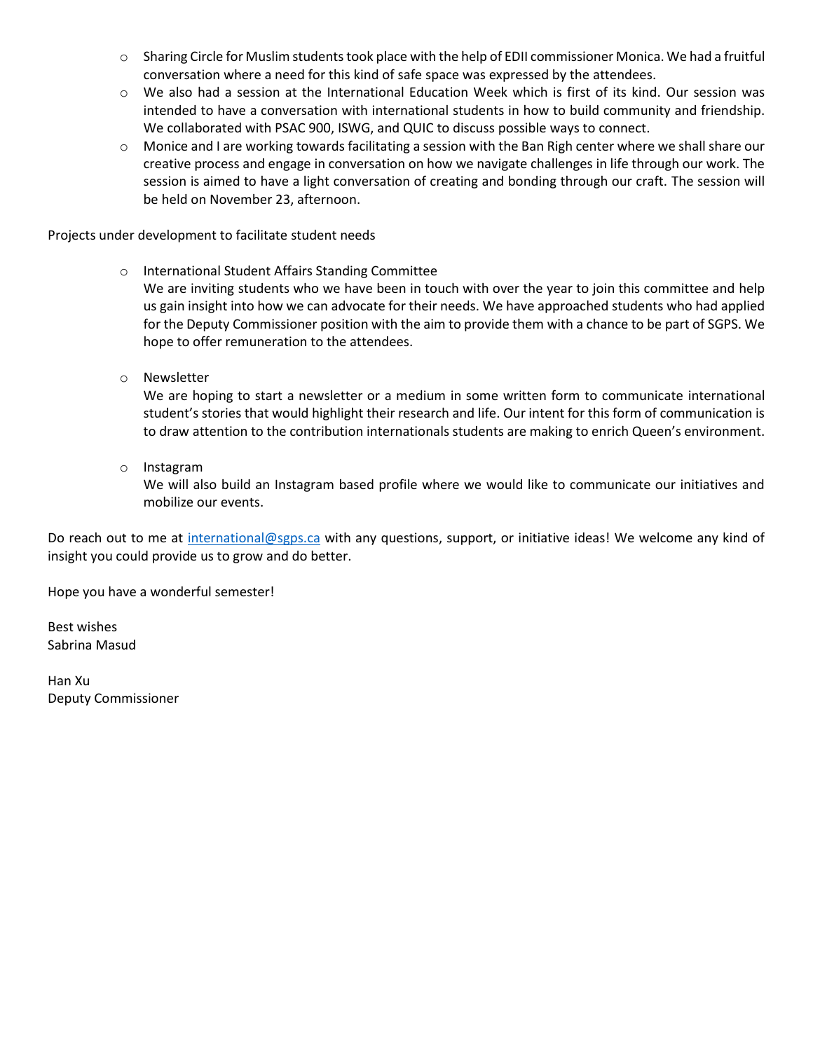- Sharing Circle for Muslim students took place with the help of EDII commissioner Monica. We had a fruitful conversation where a need for this kind of safe space was expressed by the attendees.
- We also had a session at the International Education Week which is first of its kind. Our session was intended to have a conversation with international students in how to build community and friendship. We collaborated with PSAC 900, ISWG, and QUIC to discuss possible ways to connect.
- Monice and I are working towards facilitating a session with the Ban Righ center where we shall share our creative process and engage in conversation on how we navigate challenges in life through our work. The session is aimed to have a light conversation of creating and bonding through our craft. The session will be held on November 23, afternoon.

Projects under development to facilitate student needs

- International Student Affairs Standing Committee
  We are inviting students who we have been in touch with over the year to join this committee and help us gain insight into how we can advocate for their needs. We have approached students who had applied for the Deputy Commissioner position with the aim to provide them with a chance to be part of SGPS. We hope to offer remuneration to the attendees.

- Newsletter
  We are hoping to start a newsletter or a medium in some written form to communicate international student's stories that would highlight their research and life. Our intent for this form of communication is to draw attention to the contribution internationals students are making to enrich Queen's environment.

- Instagram
  We will also build an Instagram based profile where we would like to communicate our initiatives and mobilize our events.

Do reach out to me at [international@sgps.ca](mailto:international@sgps.ca) with any questions, support, or initiative ideas! We welcome any kind of insight you could provide us to grow and do better.

Hope you have a wonderful semester!

Best wishes
Sabrina Masud

Han Xu
Deputy Commissioner